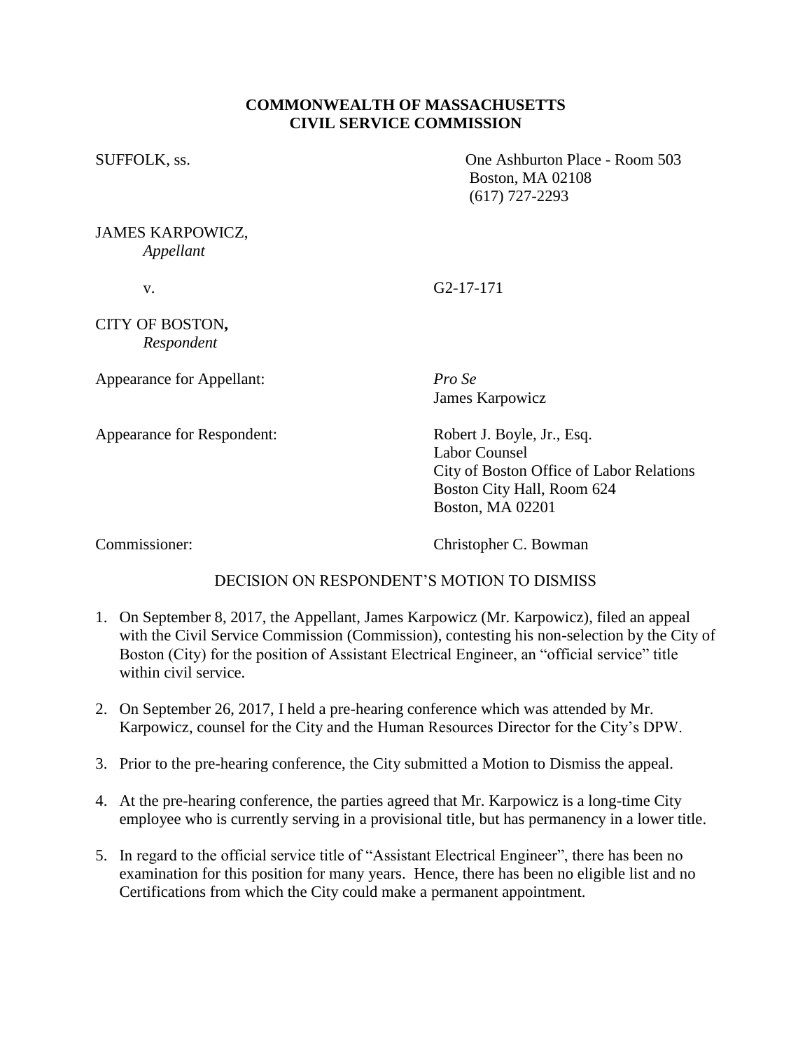**COMMONWEALTH OF MASSACHUSETTS**
**CIVIL SERVICE COMMISSION**

SUFFOLK, ss.

One Ashburton Place - Room 503
Boston, MA 02108
(617) 727-2293

JAMES KARPOWICZ,
*Appellant*

v. G2-17-171

CITY OF BOSTON**,**
*Respondent*

Appearance for Appellant: *Pro Se*
James Karpowicz

Appearance for Respondent: Robert J. Boyle, Jr., Esq.
Labor Counsel
City of Boston Office of Labor Relations
Boston City Hall, Room 624
Boston, MA 02201

Commissioner: Christopher C. Bowman

DECISION ON RESPONDENT'S MOTION TO DISMISS

1. On September 8, 2017, the Appellant, James Karpowicz (Mr. Karpowicz), filed an appeal with the Civil Service Commission (Commission), contesting his non-selection by the City of Boston (City) for the position of Assistant Electrical Engineer, an "official service" title within civil service.

2. On September 26, 2017, I held a pre-hearing conference which was attended by Mr. Karpowicz, counsel for the City and the Human Resources Director for the City's DPW.

3. Prior to the pre-hearing conference, the City submitted a Motion to Dismiss the appeal.

4. At the pre-hearing conference, the parties agreed that Mr. Karpowicz is a long-time City employee who is currently serving in a provisional title, but has permanency in a lower title.

5. In regard to the official service title of "Assistant Electrical Engineer", there has been no examination for this position for many years. Hence, there has been no eligible list and no Certifications from which the City could make a permanent appointment.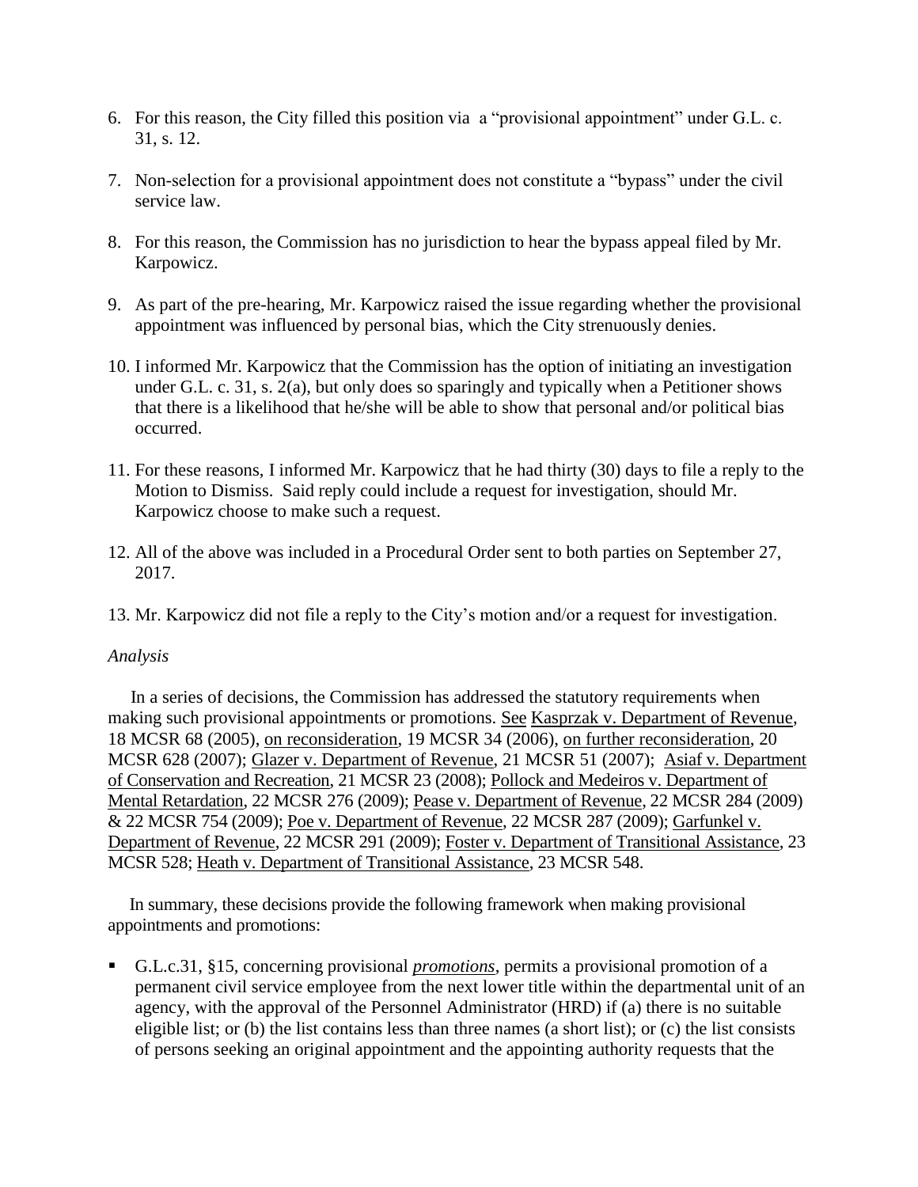6. For this reason, the City filled this position via a "provisional appointment" under G.L. c. 31, s. 12.

7. Non-selection for a provisional appointment does not constitute a "bypass" under the civil service law.

8. For this reason, the Commission has no jurisdiction to hear the bypass appeal filed by Mr. Karpowicz.

9. As part of the pre-hearing, Mr. Karpowicz raised the issue regarding whether the provisional appointment was influenced by personal bias, which the City strenuously denies.

10. I informed Mr. Karpowicz that the Commission has the option of initiating an investigation under G.L. c. 31, s. 2(a), but only does so sparingly and typically when a Petitioner shows that there is a likelihood that he/she will be able to show that personal and/or political bias occurred.

11. For these reasons, I informed Mr. Karpowicz that he had thirty (30) days to file a reply to the Motion to Dismiss. Said reply could include a request for investigation, should Mr. Karpowicz choose to make such a request.

12. All of the above was included in a Procedural Order sent to both parties on September 27, 2017.

13. Mr. Karpowicz did not file a reply to the City's motion and/or a request for investigation.

*Analysis*

In a series of decisions, the Commission has addressed the statutory requirements when making such provisional appointments or promotions. See Kasprzak v. Department of Revenue, 18 MCSR 68 (2005), on reconsideration, 19 MCSR 34 (2006), on further reconsideration, 20 MCSR 628 (2007); Glazer v. Department of Revenue, 21 MCSR 51 (2007); Asiaf v. Department of Conservation and Recreation, 21 MCSR 23 (2008); Pollock and Medeiros v. Department of Mental Retardation, 22 MCSR 276 (2009); Pease v. Department of Revenue, 22 MCSR 284 (2009) & 22 MCSR 754 (2009); Poe v. Department of Revenue, 22 MCSR 287 (2009); Garfunkel v. Department of Revenue, 22 MCSR 291 (2009); Foster v. Department of Transitional Assistance, 23 MCSR 528; Heath v. Department of Transitional Assistance, 23 MCSR 548.

In summary, these decisions provide the following framework when making provisional appointments and promotions:

- G.L.c.31, §15, concerning provisional ***promotions***, permits a provisional promotion of a permanent civil service employee from the next lower title within the departmental unit of an agency, with the approval of the Personnel Administrator (HRD) if (a) there is no suitable eligible list; or (b) the list contains less than three names (a short list); or (c) the list consists of persons seeking an original appointment and the appointing authority requests that the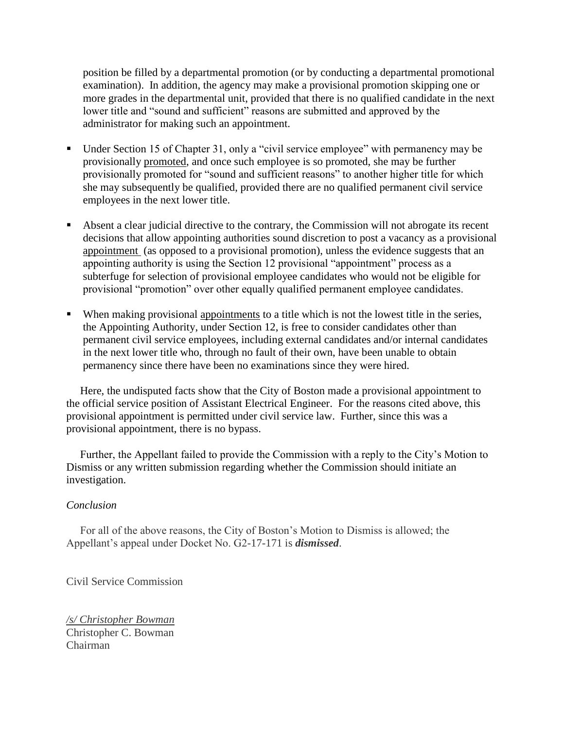position be filled by a departmental promotion (or by conducting a departmental promotional examination). In addition, the agency may make a provisional promotion skipping one or more grades in the departmental unit, provided that there is no qualified candidate in the next lower title and "sound and sufficient" reasons are submitted and approved by the administrator for making such an appointment.

- Under Section 15 of Chapter 31, only a "civil service employee" with permanency may be provisionally <u>promoted</u>, and once such employee is so promoted, she may be further provisionally promoted for "sound and sufficient reasons" to another higher title for which she may subsequently be qualified, provided there are no qualified permanent civil service employees in the next lower title.

- Absent a clear judicial directive to the contrary, the Commission will not abrogate its recent decisions that allow appointing authorities sound discretion to post a vacancy as a provisional <u>appointment</u> (as opposed to a provisional promotion), unless the evidence suggests that an appointing authority is using the Section 12 provisional "appointment" process as a subterfuge for selection of provisional employee candidates who would not be eligible for provisional "promotion" over other equally qualified permanent employee candidates.

- When making provisional <u>appointments</u> to a title which is not the lowest title in the series, the Appointing Authority, under Section 12, is free to consider candidates other than permanent civil service employees, including external candidates and/or internal candidates in the next lower title who, through no fault of their own, have been unable to obtain permanency since there have been no examinations since they were hired.

Here, the undisputed facts show that the City of Boston made a provisional appointment to the official service position of Assistant Electrical Engineer. For the reasons cited above, this provisional appointment is permitted under civil service law. Further, since this was a provisional appointment, there is no bypass.

Further, the Appellant failed to provide the Commission with a reply to the City's Motion to Dismiss or any written submission regarding whether the Commission should initiate an investigation.

*Conclusion*

For all of the above reasons, the City of Boston's Motion to Dismiss is allowed; the Appellant's appeal under Docket No. G2-17-171 is ***dismissed***.

Civil Service Commission

*/s/ Christopher Bowman*
Christopher C. Bowman
Chairman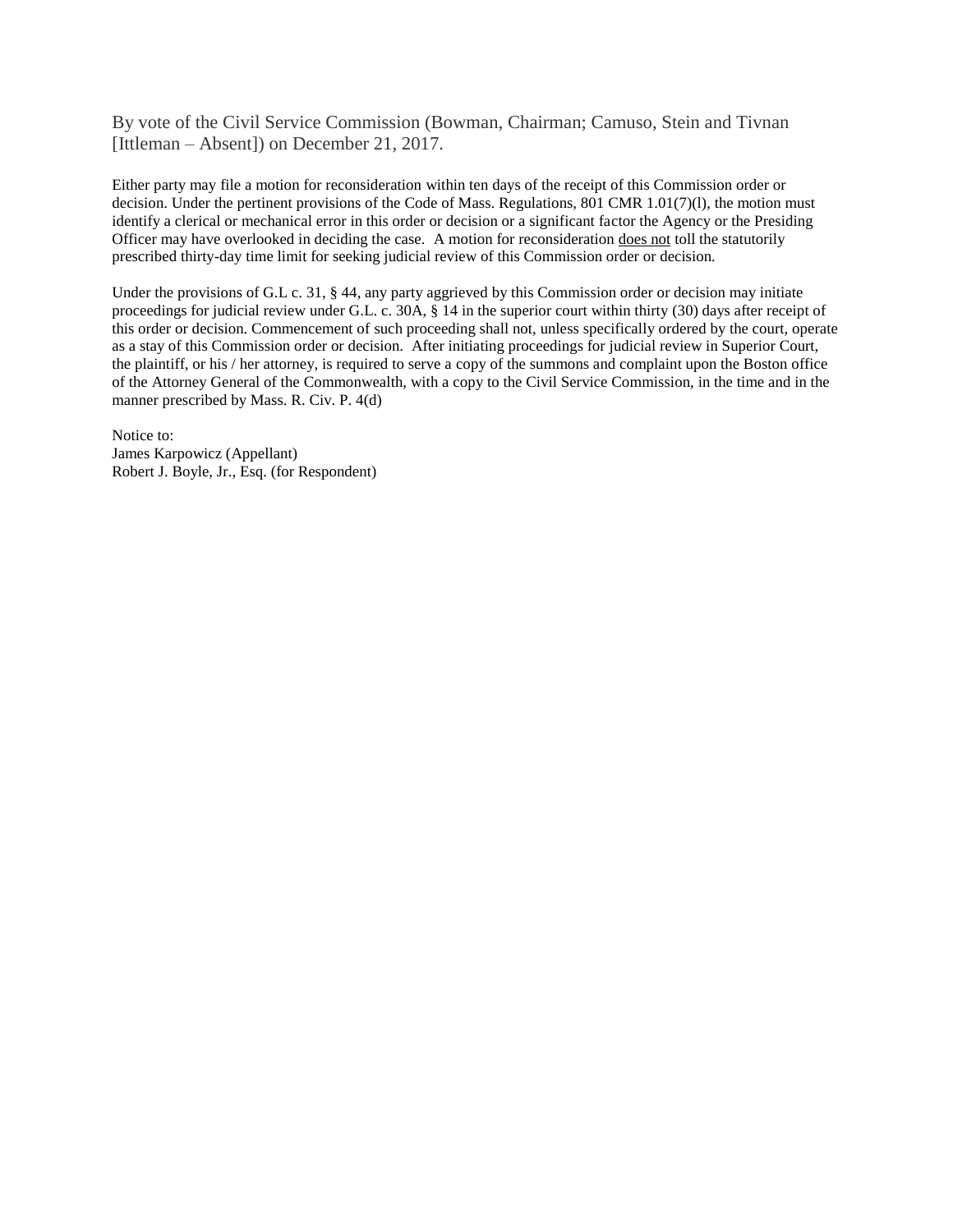By vote of the Civil Service Commission (Bowman, Chairman; Camuso, Stein and Tivnan [Ittleman – Absent]) on December 21, 2017.

Either party may file a motion for reconsideration within ten days of the receipt of this Commission order or decision. Under the pertinent provisions of the Code of Mass. Regulations, 801 CMR 1.01(7)(l), the motion must identify a clerical or mechanical error in this order or decision or a significant factor the Agency or the Presiding Officer may have overlooked in deciding the case. A motion for reconsideration does not toll the statutorily prescribed thirty-day time limit for seeking judicial review of this Commission order or decision.

Under the provisions of G.L c. 31, § 44, any party aggrieved by this Commission order or decision may initiate proceedings for judicial review under G.L. c. 30A, § 14 in the superior court within thirty (30) days after receipt of this order or decision. Commencement of such proceeding shall not, unless specifically ordered by the court, operate as a stay of this Commission order or decision. After initiating proceedings for judicial review in Superior Court, the plaintiff, or his / her attorney, is required to serve a copy of the summons and complaint upon the Boston office of the Attorney General of the Commonwealth, with a copy to the Civil Service Commission, in the time and in the manner prescribed by Mass. R. Civ. P. 4(d)

Notice to:
James Karpowicz (Appellant)
Robert J. Boyle, Jr., Esq. (for Respondent)